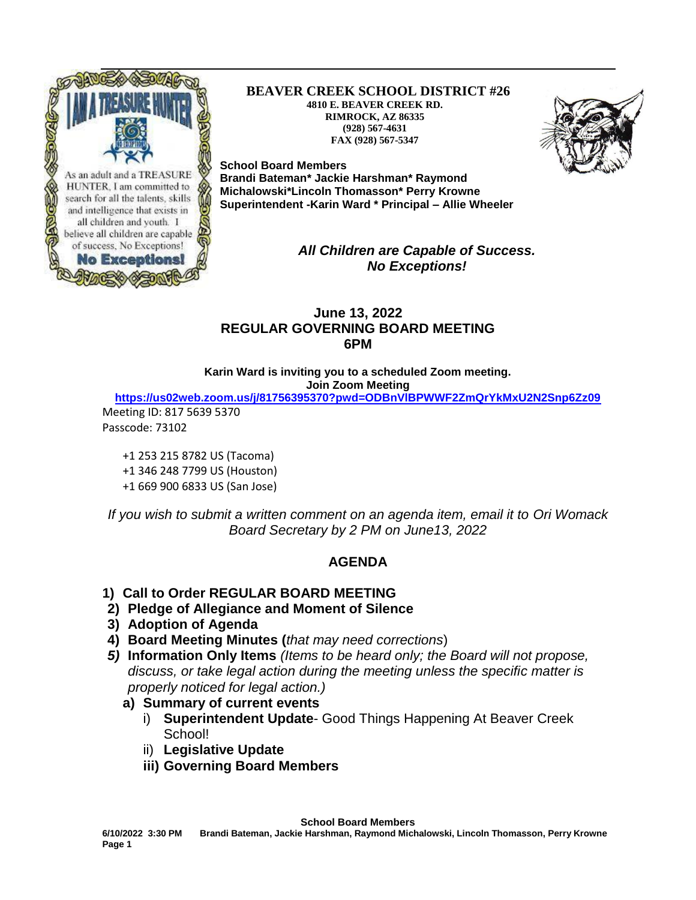As an adult and a TREASURE HUNTER, I am committed to search for all the talents, skills and intelligence that exists in all children and youth. I believe all children are capable of success, No Exceptions!

**No Exceptions!**

**BEAVER CREEK SCHOOL DISTRICT #26**
**4810 E. BEAVER CREEK RD.**
**RIMROCK, AZ 86335**
**(928) 567-4631**
**FAX (928) 567-5347**

**School Board Members**
**Brandi Bateman* Jackie Harshman* Raymond Michalowski*Lincoln Thomasson* Perry Krowne**
**Superintendent -Karin Ward * Principal – Allie Wheeler**

***All Children are Capable of Success.***
***No Exceptions!***

## June 13, 2022
## REGULAR GOVERNING BOARD MEETING
## 6PM

**Karin Ward is inviting you to a scheduled Zoom meeting.**
**Join Zoom Meeting**
**https://us02web.zoom.us/j/81756395370?pwd=ODBnVlBPWWF2ZmQrYkMxU2N2Snp6Zz09**

Meeting ID: 817 5639 5370
Passcode: 73102

+1 253 215 8782 US (Tacoma)
+1 346 248 7799 US (Houston)
+1 669 900 6833 US (San Jose)

*If you wish to submit a written comment on an agenda item, email it to Ori Womack Board Secretary by 2 PM on June13, 2022*

## AGENDA

1) **Call to Order REGULAR BOARD MEETING**
2) **Pledge of Allegiance and Moment of Silence**
3) **Adoption of Agenda**
4) **Board Meeting Minutes (***that may need corrections*)
5) **Information Only Items** *(Items to be heard only; the Board will not propose, discuss, or take legal action during the meeting unless the specific matter is properly noticed for legal action.)*
   a) **Summary of current events**
      i) **Superintendent Update**- Good Things Happening At Beaver Creek School!
      ii) **Legislative Update**
      iii) **Governing Board Members**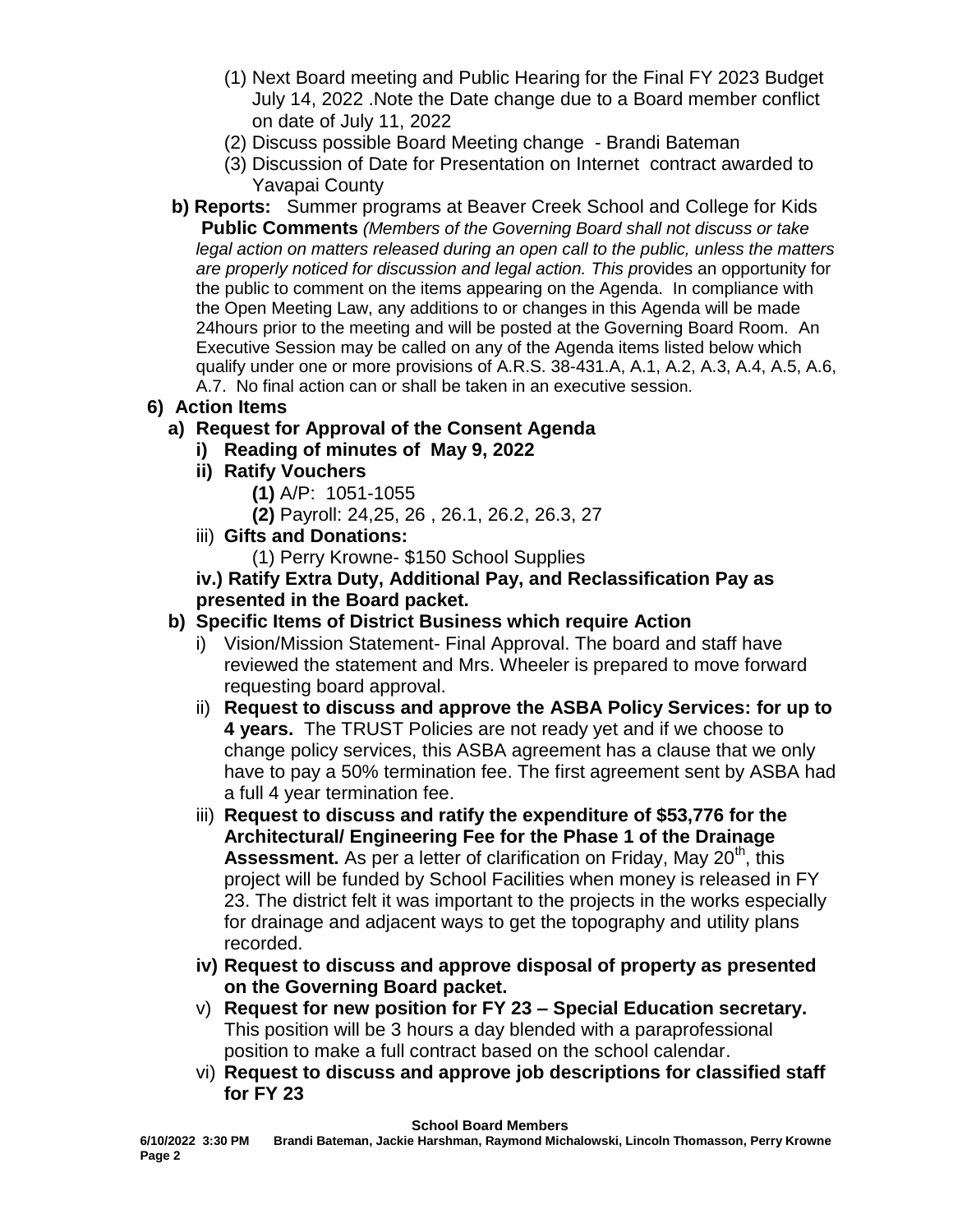(1) Next Board meeting and Public Hearing for the Final FY 2023 Budget July 14, 2022 .Note the Date change due to a Board member conflict on date of July 11, 2022

(2) Discuss possible Board Meeting change - Brandi Bateman

(3) Discussion of Date for Presentation on Internet contract awarded to Yavapai County

**b) Reports:** Summer programs at Beaver Creek School and College for Kids

**Public Comments** *(Members of the Governing Board shall not discuss or take legal action on matters released during an open call to the public, unless the matters are properly noticed for discussion and legal action. This p*rovides an opportunity for the public to comment on the items appearing on the Agenda. In compliance with the Open Meeting Law, any additions to or changes in this Agenda will be made 24hours prior to the meeting and will be posted at the Governing Board Room. An Executive Session may be called on any of the Agenda items listed below which qualify under one or more provisions of A.R.S. 38-431.A, A.1, A.2, A.3, A.4, A.5, A.6, A.7. No final action can or shall be taken in an executive session.

**6) Action Items**

**a) Request for Approval of the Consent Agenda**

**i) Reading of minutes of May 9, 2022**

**ii) Ratify Vouchers**

**(1)** A/P: 1051-1055

**(2)** Payroll: 24,25, 26 , 26.1, 26.2, 26.3, 27

iii) **Gifts and Donations:**

(1) Perry Krowne- $150 School Supplies

**iv.) Ratify Extra Duty, Additional Pay, and Reclassification Pay as presented in the Board packet.**

**b) Specific Items of District Business which require Action**

i) Vision/Mission Statement- Final Approval. The board and staff have reviewed the statement and Mrs. Wheeler is prepared to move forward requesting board approval.

ii) **Request to discuss and approve the ASBA Policy Services: for up to 4 years.** The TRUST Policies are not ready yet and if we choose to change policy services, this ASBA agreement has a clause that we only have to pay a 50% termination fee. The first agreement sent by ASBA had a full 4 year termination fee.

iii) **Request to discuss and ratify the expenditure of $53,776 for the Architectural/ Engineering Fee for the Phase 1 of the Drainage Assessment.** As per a letter of clarification on Friday, May 20th, this project will be funded by School Facilities when money is released in FY 23. The district felt it was important to the projects in the works especially for drainage and adjacent ways to get the topography and utility plans recorded.

**iv) Request to discuss and approve disposal of property as presented on the Governing Board packet.**

v) **Request for new position for FY 23 – Special Education secretary.** This position will be 3 hours a day blended with a paraprofessional position to make a full contract based on the school calendar.

vi) **Request to discuss and approve job descriptions for classified staff for FY 23**

**School Board Members**

**6/10/2022 3:30 PM Brandi Bateman, Jackie Harshman, Raymond Michalowski, Lincoln Thomasson, Perry Krowne**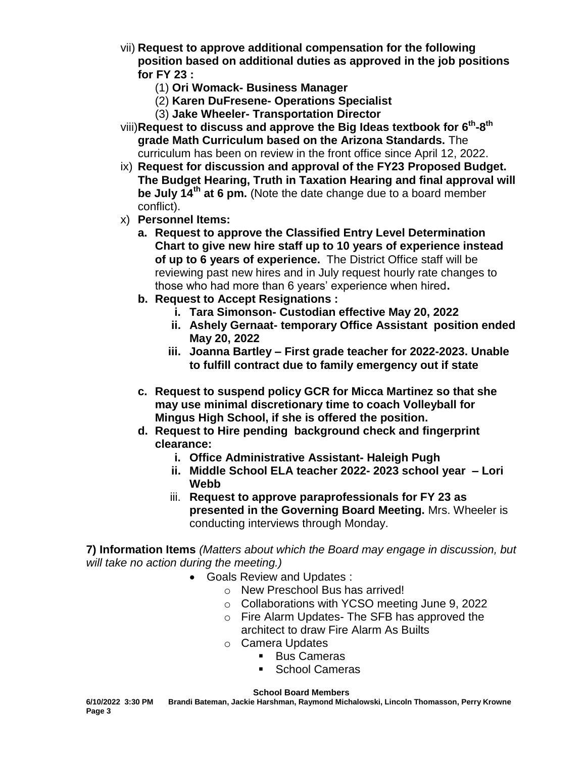vii) **Request to approve additional compensation for the following position based on additional duties as approved in the job positions for FY 23 :**

  (1) **Ori Womack- Business Manager**

  (2) **Karen DuFresene- Operations Specialist**

  (3) **Jake Wheeler- Transportation Director**

viii) **Request to discuss and approve the Big Ideas textbook for 6th-8th grade Math Curriculum based on the Arizona Standards.** The curriculum has been on review in the front office since April 12, 2022.

ix) **Request for discussion and approval of the FY23 Proposed Budget. The Budget Hearing, Truth in Taxation Hearing and final approval will be July 14th at 6 pm.** (Note the date change due to a board member conflict).

x) **Personnel Items:**

  **a. Request to approve the Classified Entry Level Determination Chart to give new hire staff up to 10 years of experience instead of up to 6 years of experience.** The District Office staff will be reviewing past new hires and in July request hourly rate changes to those who had more than 6 years' experience when hired**.**

  **b. Request to Accept Resignations :**

    **i. Tara Simonson- Custodian effective May 20, 2022**

    **ii. Ashely Gernaat- temporary Office Assistant position ended May 20, 2022**

    **iii. Joanna Bartley – First grade teacher for 2022-2023. Unable to fulfill contract due to family emergency out if state**

  **c. Request to suspend policy GCR for Micca Martinez so that she may use minimal discretionary time to coach Volleyball for Mingus High School, if she is offered the position.**

  **d. Request to Hire pending background check and fingerprint clearance:**

    **i. Office Administrative Assistant- Haleigh Pugh**

    **ii. Middle School ELA teacher 2022- 2023 school year – Lori Webb**

    iii. **Request to approve paraprofessionals for FY 23 as presented in the Governing Board Meeting.** Mrs. Wheeler is conducting interviews through Monday.

**7) Information Items** *(Matters about which the Board may engage in discussion, but will take no action during the meeting.)*

- Goals Review and Updates :
  - New Preschool Bus has arrived!
  - Collaborations with YCSO meeting June 9, 2022
  - Fire Alarm Updates- The SFB has approved the architect to draw Fire Alarm As Builts
  - Camera Updates
    - Bus Cameras
    - School Cameras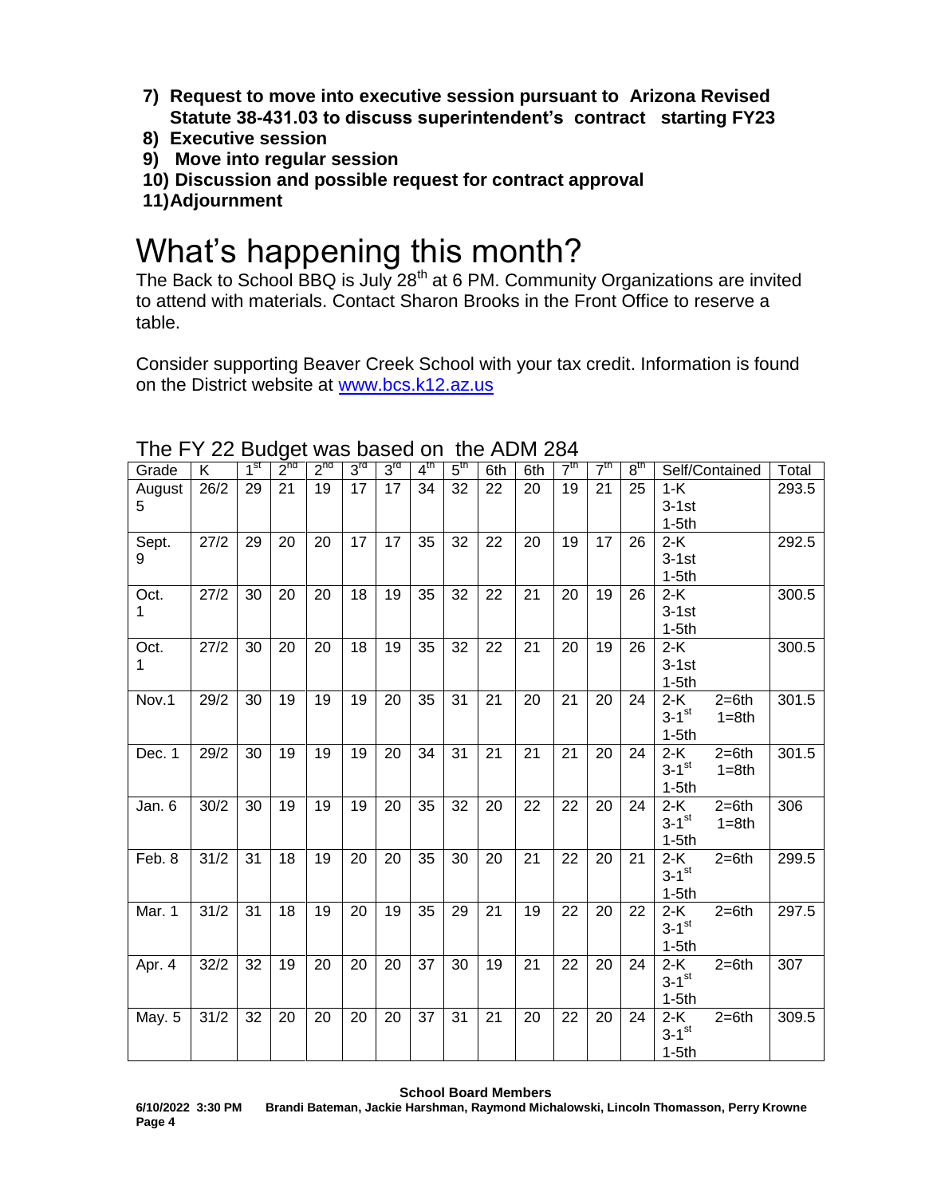7) **Request to move into executive session pursuant to Arizona Revised Statute 38-431.03 to discuss superintendent's contract starting FY23**
8) **Executive session**
9) **Move into regular session**
10) **Discussion and possible request for contract approval**
11) **Adjournment**

# What's happening this month?

The Back to School BBQ is July 28th at 6 PM. Community Organizations are invited to attend with materials. Contact Sharon Brooks in the Front Office to reserve a table.

Consider supporting Beaver Creek School with your tax credit. Information is found on the District website at www.bcs.k12.az.us

The FY 22 Budget was based on the ADM 284

| Grade | K | 1st | 2nd | 2nd | 3rd | 3rd | 4th | 5th | 6th | 6th | 7th | 7th | 8th | Self/Contained | Total |
|---|---|---|---|---|---|---|---|---|---|---|---|---|---|---|---|
| August 5 | 26/2 | 29 | 21 | 19 | 17 | 17 | 34 | 32 | 22 | 20 | 19 | 21 | 25 | 1-K 3-1st 1-5th | 293.5 |
| Sept. 9 | 27/2 | 29 | 20 | 20 | 17 | 17 | 35 | 32 | 22 | 20 | 19 | 17 | 26 | 2-K 3-1st 1-5th | 292.5 |
| Oct. 1 | 27/2 | 30 | 20 | 20 | 18 | 19 | 35 | 32 | 22 | 21 | 20 | 19 | 26 | 2-K 3-1st 1-5th | 300.5 |
| Oct. 1 | 27/2 | 30 | 20 | 20 | 18 | 19 | 35 | 32 | 22 | 21 | 20 | 19 | 26 | 2-K 3-1st 1-5th | 300.5 |
| Nov.1 | 29/2 | 30 | 19 | 19 | 19 | 20 | 35 | 31 | 21 | 20 | 21 | 20 | 24 | 2-K 2=6th 3-1st 1=8th 1-5th | 301.5 |
| Dec. 1 | 29/2 | 30 | 19 | 19 | 19 | 20 | 34 | 31 | 21 | 21 | 21 | 20 | 24 | 2-K 2=6th 3-1st 1=8th 1-5th | 301.5 |
| Jan. 6 | 30/2 | 30 | 19 | 19 | 19 | 20 | 35 | 32 | 20 | 22 | 22 | 20 | 24 | 2-K 2=6th 3-1st 1=8th 1-5th | 306 |
| Feb. 8 | 31/2 | 31 | 18 | 19 | 20 | 20 | 35 | 30 | 20 | 21 | 22 | 20 | 21 | 2-K 2=6th 3-1st 1-5th | 299.5 |
| Mar. 1 | 31/2 | 31 | 18 | 19 | 20 | 19 | 35 | 29 | 21 | 19 | 22 | 20 | 22 | 2-K 2=6th 3-1st 1-5th | 297.5 |
| Apr. 4 | 32/2 | 32 | 19 | 20 | 20 | 20 | 37 | 30 | 19 | 21 | 22 | 20 | 24 | 2-K 2=6th 3-1st 1-5th | 307 |
| May. 5 | 31/2 | 32 | 20 | 20 | 20 | 20 | 37 | 31 | 21 | 20 | 22 | 20 | 24 | 2-K 2=6th 3-1st 1-5th | 309.5 |

**School Board Members**

**Brandi Bateman, Jackie Harshman, Raymond Michalowski, Lincoln Thomasson, Perry Krowne**